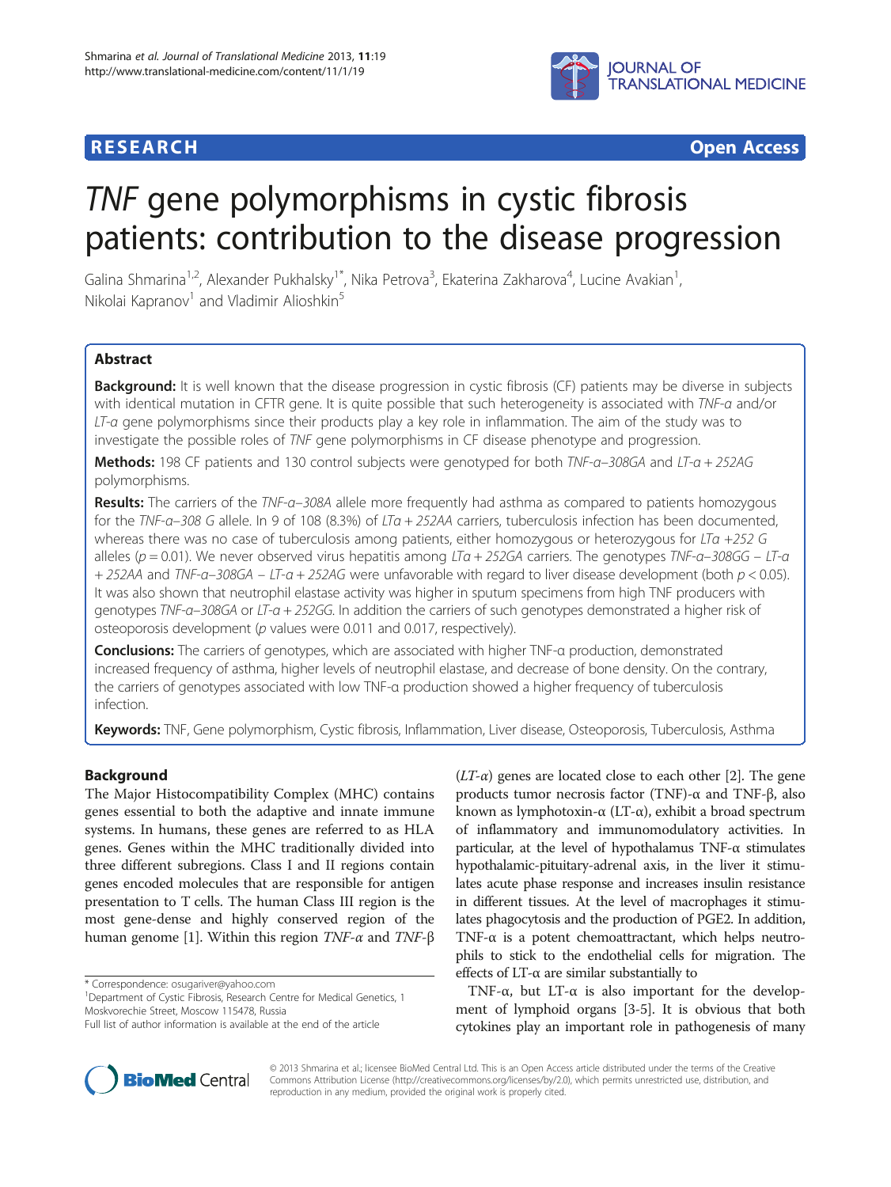# *TNF* gene polymorphisms in cystic fibrosis patients: contribution to the disease progression

Galina Shmarina[1,2], Alexander Pukhalsky[1*], Nika Petrova[3], Ekaterina Zakharova[4], Lucine Avakian[1], Nikolai Kapranov[1] and Vladimir Alioshkin[5]

## Abstract

**Background:** It is well known that the disease progression in cystic fibrosis (CF) patients may be diverse in subjects with identical mutation in CFTR gene. It is quite possible that such heterogeneity is associated with *TNF-α* and/or *LT-α* gene polymorphisms since their products play a key role in inflammation. The aim of the study was to investigate the possible roles of *TNF* gene polymorphisms in CF disease phenotype and progression.

**Methods:** 198 CF patients and 130 control subjects were genotyped for both *TNF-α–308GA* and *LT-α + 252AG* polymorphisms.

**Results:** The carriers of the *TNF-α–308A* allele more frequently had asthma as compared to patients homozygous for the *TNF-α–308 G* allele. In 9 of 108 (8.3%) of *LTα + 252AA* carriers, tuberculosis infection has been documented, whereas there was no case of tuberculosis among patients, either homozygous or heterozygous for *LTα +252 G* alleles ($p = 0.01$). We never observed virus hepatitis among *LTα + 252GA* carriers. The genotypes *TNF-α–308GG – LT-α + 252AA* and *TNF-α–308GA – LT-α + 252AG* were unfavorable with regard to liver disease development (both $p < 0.05$). It was also shown that neutrophil elastase activity was higher in sputum specimens from high TNF producers with genotypes *TNF-α–308GA* or *LT-α + 252GG*. In addition the carriers of such genotypes demonstrated a higher risk of osteoporosis development ($p$ values were 0.011 and 0.017, respectively).

**Conclusions:** The carriers of genotypes, which are associated with higher TNF-α production, demonstrated increased frequency of asthma, higher levels of neutrophil elastase, and decrease of bone density. On the contrary, the carriers of genotypes associated with low TNF-α production showed a higher frequency of tuberculosis infection.

**Keywords:** TNF, Gene polymorphism, Cystic fibrosis, Inflammation, Liver disease, Osteoporosis, Tuberculosis, Asthma

## Background

The Major Histocompatibility Complex (MHC) contains genes essential to both the adaptive and innate immune systems. In humans, these genes are referred to as HLA genes. Genes within the MHC traditionally divided into three different subregions. Class I and II regions contain genes encoded molecules that are responsible for antigen presentation to T cells. The human Class III region is the most gene-dense and highly conserved region of the human genome [1]. Within this region *TNF-α* and *TNF-β* (*LT-α*) genes are located close to each other [2]. The gene products tumor necrosis factor (TNF)-α and TNF-β, also known as lymphotoxin-α (LT-α), exhibit a broad spectrum of inflammatory and immunomodulatory activities. In particular, at the level of hypothalamus TNF-α stimulates hypothalamic-pituitary-adrenal axis, in the liver it stimulates acute phase response and increases insulin resistance in different tissues. At the level of macrophages it stimulates phagocytosis and the production of PGE2. In addition, TNF-α is a potent chemoattractant, which helps neutrophils to stick to the endothelial cells for migration. The effects of LT-α are similar substantially to TNF-α, but LT-α is also important for the development of lymphoid organs [3-5]. It is obvious that both cytokines play an important role in pathogenesis of many

\* Correspondence: osugariver@yahoo.com
[1]Department of Cystic Fibrosis, Research Centre for Medical Genetics, 1 Moskvorechie Street, Moscow 115478, Russia
Full list of author information is available at the end of the article

© 2013 Shmarina et al.; licensee BioMed Central Ltd. This is an Open Access article distributed under the terms of the Creative Commons Attribution License (http://creativecommons.org/licenses/by/2.0), which permits unrestricted use, distribution, and reproduction in any medium, provided the original work is properly cited.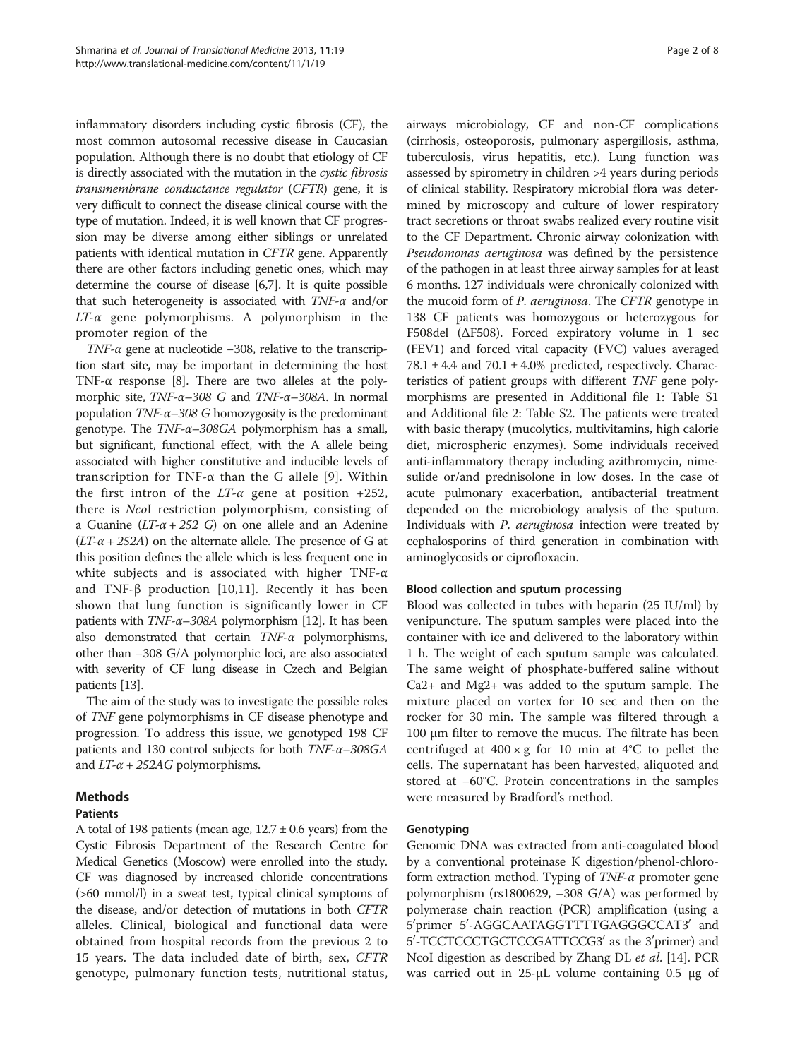inflammatory disorders including cystic fibrosis (CF), the most common autosomal recessive disease in Caucasian population. Although there is no doubt that etiology of CF is directly associated with the mutation in the *cystic fibrosis transmembrane conductance regulator* (*CFTR*) gene, it is very difficult to connect the disease clinical course with the type of mutation. Indeed, it is well known that CF progression may be diverse among either siblings or unrelated patients with identical mutation in *CFTR* gene. Apparently there are other factors including genetic ones, which may determine the course of disease [6,7]. It is quite possible that such heterogeneity is associated with *TNF-α* and/or *LT-α* gene polymorphisms. A polymorphism in the promoter region of the *TNF-α* gene at nucleotide −308, relative to the transcription start site, may be important in determining the host TNF-α response [8]. There are two alleles at the polymorphic site, *TNF-α–308 G* and *TNF-α–308A*. In normal population *TNF-α–308 G* homozygosity is the predominant genotype. The *TNF-α–308GA* polymorphism has a small, but significant, functional effect, with the A allele being associated with higher constitutive and inducible levels of transcription for TNF-α than the G allele [9]. Within the first intron of the *LT-α* gene at position +252, there is *Nco*I restriction polymorphism, consisting of a Guanine (*LT-α + 252 G*) on one allele and an Adenine (*LT-α + 252A*) on the alternate allele. The presence of G at this position defines the allele which is less frequent one in white subjects and is associated with higher TNF-α and TNF-β production [10,11]. Recently it has been shown that lung function is significantly lower in CF patients with *TNF-α–308A* polymorphism [12]. It has been also demonstrated that certain *TNF-α* polymorphisms, other than −308 G/A polymorphic loci, are also associated with severity of CF lung disease in Czech and Belgian patients [13].

The aim of the study was to investigate the possible roles of *TNF* gene polymorphisms in CF disease phenotype and progression. To address this issue, we genotyped 198 CF patients and 130 control subjects for both *TNF-α–308GA* and *LT-α + 252AG* polymorphisms.

## Methods

### Patients

A total of 198 patients (mean age, 12.7 ± 0.6 years) from the Cystic Fibrosis Department of the Research Centre for Medical Genetics (Moscow) were enrolled into the study. CF was diagnosed by increased chloride concentrations (>60 mmol/l) in a sweat test, typical clinical symptoms of the disease, and/or detection of mutations in both *CFTR* alleles. Clinical, biological and functional data were obtained from hospital records from the previous 2 to 15 years. The data included date of birth, sex, *CFTR* genotype, pulmonary function tests, nutritional status, airways microbiology, CF and non-CF complications (cirrhosis, osteoporosis, pulmonary aspergillosis, asthma, tuberculosis, virus hepatitis, etc.). Lung function was assessed by spirometry in children >4 years during periods of clinical stability. Respiratory microbial flora was determined by microscopy and culture of lower respiratory tract secretions or throat swabs realized every routine visit to the CF Department. Chronic airway colonization with *Pseudomonas aeruginosa* was defined by the persistence of the pathogen in at least three airway samples for at least 6 months. 127 individuals were chronically colonized with the mucoid form of *P. aeruginosa*. The *CFTR* genotype in 138 CF patients was homozygous or heterozygous for F508del (ΔF508). Forced expiratory volume in 1 sec (FEV1) and forced vital capacity (FVC) values averaged 78.1 ± 4.4 and 70.1 ± 4.0% predicted, respectively. Characteristics of patient groups with different *TNF* gene polymorphisms are presented in Additional file 1: Table S1 and Additional file 2: Table S2. The patients were treated with basic therapy (mucolytics, multivitamins, high calorie diet, microspheric enzymes). Some individuals received anti-inflammatory therapy including azithromycin, nimesulide or/and prednisolone in low doses. In the case of acute pulmonary exacerbation, antibacterial treatment depended on the microbiology analysis of the sputum. Individuals with *P. aeruginosa* infection were treated by cephalosporins of third generation in combination with aminoglycosids or ciprofloxacin.

### Blood collection and sputum processing

Blood was collected in tubes with heparin (25 IU/ml) by venipuncture. The sputum samples were placed into the container with ice and delivered to the laboratory within 1 h. The weight of each sputum sample was calculated. The same weight of phosphate-buffered saline without Ca2+ and Mg2+ was added to the sputum sample. The mixture placed on vortex for 10 sec and then on the rocker for 30 min. The sample was filtered through a 100 μm filter to remove the mucus. The filtrate has been centrifuged at 400 × g for 10 min at 4°C to pellet the cells. The supernatant has been harvested, aliquoted and stored at −60°C. Protein concentrations in the samples were measured by Bradford's method.

### Genotyping

Genomic DNA was extracted from anti-coagulated blood by a conventional proteinase K digestion/phenol-chloroform extraction method. Typing of *TNF-α* promoter gene polymorphism (rs1800629, −308 G/A) was performed by polymerase chain reaction (PCR) amplification (using a 5′primer 5′-AGGCAATAGGTTTTGAGGGCCAT3′ and 5′-TCCTCCCTGCTCCGATTCCG3′ as the 3′primer) and NcoI digestion as described by Zhang DL *et al*. [14]. PCR was carried out in 25-μL volume containing 0.5 μg of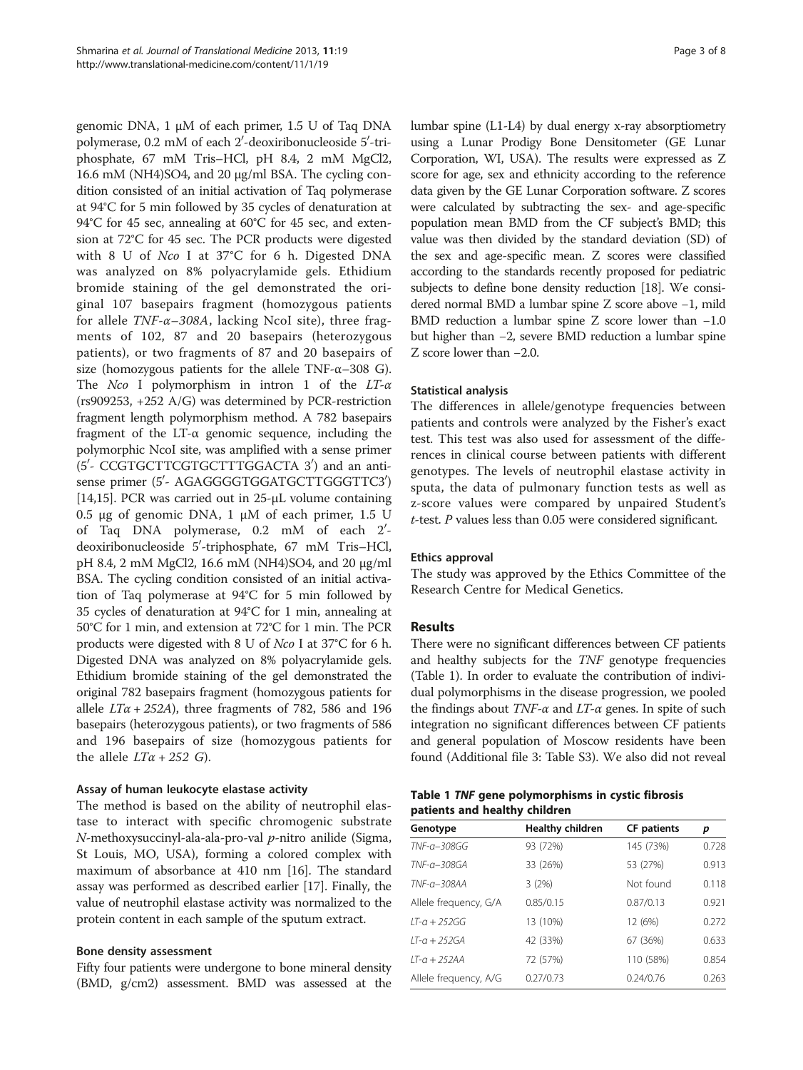genomic DNA, 1 μM of each primer, 1.5 U of Taq DNA polymerase, 0.2 mM of each 2′-deoxiribonucleoside 5′-triphosphate, 67 mM Tris–HCl, pH 8.4, 2 mM MgCl2, 16.6 mM (NH4)SO4, and 20 μg/ml BSA. The cycling condition consisted of an initial activation of Taq polymerase at 94°C for 5 min followed by 35 cycles of denaturation at 94°C for 45 sec, annealing at 60°C for 45 sec, and extension at 72°C for 45 sec. The PCR products were digested with 8 U of *Nco* I at 37°C for 6 h. Digested DNA was analyzed on 8% polyacrylamide gels. Ethidium bromide staining of the gel demonstrated the original 107 basepairs fragment (homozygous patients for allele *TNF-α–308A*, lacking NcoI site), three fragments of 102, 87 and 20 basepairs (heterozygous patients), or two fragments of 87 and 20 basepairs of size (homozygous patients for the allele TNF-α–308 G). The *Nco* I polymorphism in intron 1 of the *LT-α* (rs909253, +252 A/G) was determined by PCR-restriction fragment length polymorphism method. A 782 basepairs fragment of the LT-α genomic sequence, including the polymorphic NcoI site, was amplified with a sense primer (5′- CCGTGCTTCGTGCTTTGGACTA 3′) and an antisense primer (5′- AGAGGGGTGGATGCTTGGGTTC3′) [14,15]. PCR was carried out in 25-μL volume containing 0.5 μg of genomic DNA, 1 μM of each primer, 1.5 U of Taq DNA polymerase, 0.2 mM of each 2′-deoxiribonucleoside 5′-triphosphate, 67 mM Tris–HCl, pH 8.4, 2 mM MgCl2, 16.6 mM (NH4)SO4, and 20 μg/ml BSA. The cycling condition consisted of an initial activation of Taq polymerase at 94°C for 5 min followed by 35 cycles of denaturation at 94°C for 1 min, annealing at 50°C for 1 min, and extension at 72°C for 1 min. The PCR products were digested with 8 U of *Nco* I at 37°C for 6 h. Digested DNA was analyzed on 8% polyacrylamide gels. Ethidium bromide staining of the gel demonstrated the original 782 basepairs fragment (homozygous patients for allele *LTα + 252A*), three fragments of 782, 586 and 196 basepairs (heterozygous patients), or two fragments of 586 and 196 basepairs of size (homozygous patients for the allele *LTα + 252 G*).

#### Assay of human leukocyte elastase activity

The method is based on the ability of neutrophil elastase to interact with specific chromogenic substrate *N*-methoxysuccinyl-ala-ala-pro-val *p*-nitro anilide (Sigma, St Louis, MO, USA), forming a colored complex with maximum of absorbance at 410 nm [16]. The standard assay was performed as described earlier [17]. Finally, the value of neutrophil elastase activity was normalized to the protein content in each sample of the sputum extract.

#### Bone density assessment

Fifty four patients were undergone to bone mineral density (BMD, g/cm2) assessment. BMD was assessed at the lumbar spine (L1-L4) by dual energy x-ray absorptiometry using a Lunar Prodigy Bone Densitometer (GE Lunar Corporation, WI, USA). The results were expressed as Z score for age, sex and ethnicity according to the reference data given by the GE Lunar Corporation software. Z scores were calculated by subtracting the sex- and age-specific population mean BMD from the CF subject's BMD; this value was then divided by the standard deviation (SD) of the sex and age-specific mean. Z scores were classified according to the standards recently proposed for pediatric subjects to define bone density reduction [18]. We considered normal BMD a lumbar spine Z score above −1, mild BMD reduction a lumbar spine Z score lower than −1.0 but higher than −2, severe BMD reduction a lumbar spine Z score lower than −2.0.

#### Statistical analysis

The differences in allele/genotype frequencies between patients and controls were analyzed by the Fisher's exact test. This test was also used for assessment of the differences in clinical course between patients with different genotypes. The levels of neutrophil elastase activity in sputa, the data of pulmonary function tests as well as z-score values were compared by unpaired Student's *t*-test. *P* values less than 0.05 were considered significant.

#### Ethics approval

The study was approved by the Ethics Committee of the Research Centre for Medical Genetics.

## Results

There were no significant differences between CF patients and healthy subjects for the *TNF* genotype frequencies (Table 1). In order to evaluate the contribution of individual polymorphisms in the disease progression, we pooled the findings about *TNF-α* and *LT-α* genes. In spite of such integration no significant differences between CF patients and general population of Moscow residents have been found (Additional file 3: Table S3). We also did not reveal

**Table 1 *TNF* gene polymorphisms in cystic fibrosis patients and healthy children**

| Genotype | Healthy children | CF patients | p |
|---|---|---|---|
| *TNF-α–308GG* | 93 (72%) | 145 (73%) | 0.728 |
| *TNF-α–308GA* | 33 (26%) | 53 (27%) | 0.913 |
| *TNF-α–308AA* | 3 (2%) | Not found | 0.118 |
| Allele frequency, G/A | 0.85/0.15 | 0.87/0.13 | 0.921 |
| *LT-α + 252GG* | 13 (10%) | 12 (6%) | 0.272 |
| *LT-α + 252GA* | 42 (33%) | 67 (36%) | 0.633 |
| *LT-α + 252AA* | 72 (57%) | 110 (58%) | 0.854 |
| Allele frequency, A/G | 0.27/0.73 | 0.24/0.76 | 0.263 |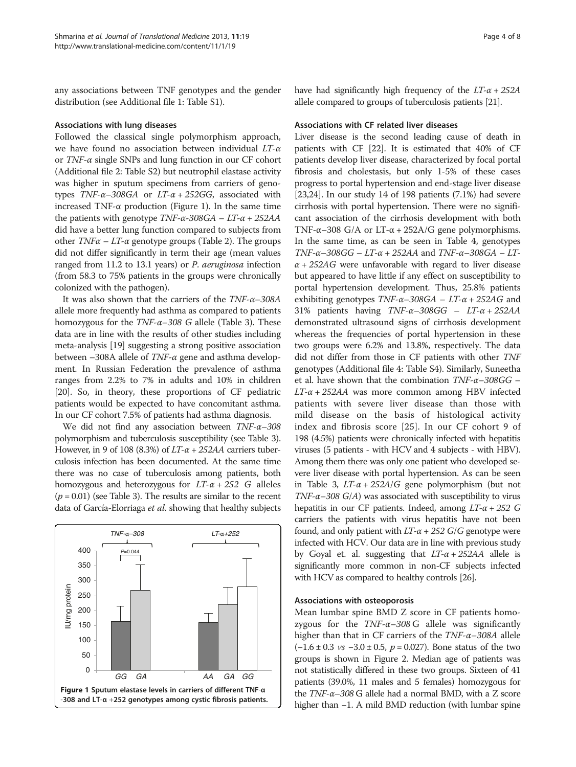any associations between TNF genotypes and the gender distribution (see Additional file 1: Table S1).

### Associations with lung diseases

Followed the classical single polymorphism approach, we have found no association between individual *LT-α* or *TNF-α* single SNPs and lung function in our CF cohort (Additional file 2: Table S2) but neutrophil elastase activity was higher in sputum specimens from carriers of genotypes *TNF-α–308GA* or *LT-α + 252GG*, associated with increased TNF-α production (Figure 1). In the same time the patients with genotype *TNF-α-308GA – LT-α + 252AA* did have a better lung function compared to subjects from other *TNFα – LT-α* genotype groups (Table 2). The groups did not differ significantly in term their age (mean values ranged from 11.2 to 13.1 years) or *P. aeruginosa* infection (from 58.3 to 75% patients in the groups were chronically colonized with the pathogen).

It was also shown that the carriers of the *TNF-α–308A* allele more frequently had asthma as compared to patients homozygous for the *TNF-α–308 G* allele (Table 3). These data are in line with the results of other studies including meta-analysis [19] suggesting a strong positive association between –308A allele of *TNF-α* gene and asthma development. In Russian Federation the prevalence of asthma ranges from 2.2% to 7% in adults and 10% in children [20]. So, in theory, these proportions of CF pediatric patients would be expected to have concomitant asthma. In our CF cohort 7.5% of patients had asthma diagnosis.

We did not find any association between *TNF-α–308* polymorphism and tuberculosis susceptibility (see Table 3). However, in 9 of 108 (8.3%) of *LT-α + 252AA* carriers tuberculosis infection has been documented. At the same time there was no case of tuberculosis among patients, both homozygous and heterozygous for *LT-α + 252 G* alleles ($p = 0.01$) (see Table 3). The results are similar to the recent data of García-Elorriaga *et al.* showing that healthy subjects have had significantly high frequency of the *LT-α + 252A* allele compared to groups of tuberculosis patients [21].

Figure 1 Sputum elastase levels in carriers of different TNF-α -308 and LT-α +252 genotypes among cystic fibrosis patients.

### Associations with CF related liver diseases

Liver disease is the second leading cause of death in patients with CF [22]. It is estimated that 40% of CF patients develop liver disease, characterized by focal portal fibrosis and cholestasis, but only 1-5% of these cases progress to portal hypertension and end-stage liver disease [23,24]. In our study 14 of 198 patients (7.1%) had severe cirrhosis with portal hypertension. There were no significant association of the cirrhosis development with both TNF-α–308 G/A or LT-α + 252A/G gene polymorphisms. In the same time, as can be seen in Table 4, genotypes *TNF-α–308GG – LT-α + 252AA* and *TNF-α–308GA – LT-α + 252AG* were unfavorable with regard to liver disease but appeared to have little if any effect on susceptibility to portal hypertension development. Thus, 25.8% patients exhibiting genotypes *TNF-α–308GA – LT-α + 252AG* and 31% patients having *TNF-α–308GG – LT-α + 252AA* demonstrated ultrasound signs of cirrhosis development whereas the frequencies of portal hypertension in these two groups were 6.2% and 13.8%, respectively. The data did not differ from those in CF patients with other *TNF* genotypes (Additional file 4: Table S4). Similarly, Suneetha et al. have shown that the combination *TNF-α–308GG – LT-α + 252AA* was more common among HBV infected patients with severe liver disease than those with mild disease on the basis of histological activity index and fibrosis score [25]. In our CF cohort 9 of 198 (4.5%) patients were chronically infected with hepatitis viruses (5 patients - with HCV and 4 subjects - with HBV). Among them there was only one patient who developed severe liver disease with portal hypertension. As can be seen in Table 3, *LT-α + 252A/G* gene polymorphism (but not *TNF-α–308 G/A*) was associated with susceptibility to virus hepatitis in our CF patients. Indeed, among *LT-α + 252 G* carriers the patients with virus hepatitis have not been found, and only patient with *LT-α + 252 G/G* genotype were infected with HCV. Our data are in line with previous study by Goyal et. al. suggesting that *LT-α + 252AA* allele is significantly more common in non-CF subjects infected with HCV as compared to healthy controls [26].

### Associations with osteoporosis

Mean lumbar spine BMD Z score in CF patients homozygous for the *TNF-α–308* G allele was significantly higher than that in CF carriers of the *TNF-α–308A* allele ($-1.6 \pm 0.3$ *vs* $-3.0 \pm 0.5$, $p = 0.027$). Bone status of the two groups is shown in Figure 2. Median age of patients was not statistically differed in these two groups. Sixteen of 41 patients (39.0%, 11 males and 5 females) homozygous for the *TNF-α–308* G allele had a normal BMD, with a Z score higher than –1. A mild BMD reduction (with lumbar spine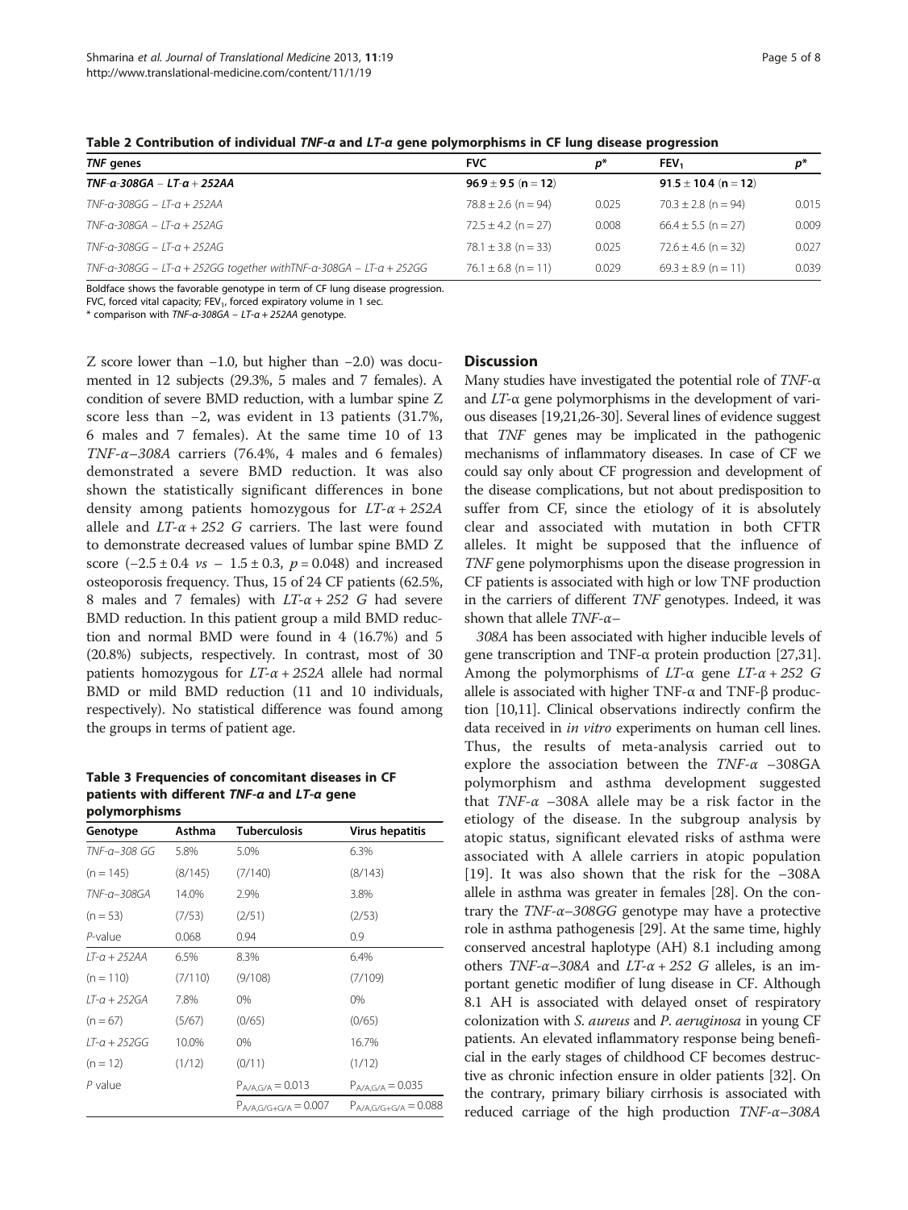**Table 2 Contribution of individual *TNF-α* and *LT-α* gene polymorphisms in CF lung disease progression**

| *TNF* genes | FVC | p* | $FEV_1$ | p* |
|---|---|---|---|---|
| ***TNF-α-308GA – LT-α + 252AA*** | **96.9 ± 9.5 (n = 12)** | | **91.5 ± 10.4 (n = 12)** | |
| *TNF-α-308GG – LT-α + 252AA* | 78.8 ± 2.6 (n = 94) | 0.025 | 70.3 ± 2.8 (n = 94) | 0.015 |
| *TNF-α-308GA – LT-α + 252AG* | 72.5 ± 4.2 (n = 27) | 0.008 | 66.4 ± 5.5 (n = 27) | 0.009 |
| *TNF-α-308GG – LT-α + 252AG* | 78.1 ± 3.8 (n = 33) | 0.025 | 72.6 ± 4.6 (n = 32) | 0.027 |
| *TNF-α-308GG – LT-α + 252GG together withTNF-α-308GA – LT-α + 252GG* | 76.1 ± 6.8 (n = 11) | 0.029 | 69.3 ± 8.9 (n = 11) | 0.039 |

Boldface shows the favorable genotype in term of CF lung disease progression.
FVC, forced vital capacity; $FEV_1$, forced expiratory volume in 1 sec.
* comparison with *TNF-α-308GA – LT-α + 252AA* genotype.

Z score lower than −1.0, but higher than −2.0) was documented in 12 subjects (29.3%, 5 males and 7 females). A condition of severe BMD reduction, with a lumbar spine Z score less than −2, was evident in 13 patients (31.7%, 6 males and 7 females). At the same time 10 of 13 *TNF-α–308A* carriers (76.4%, 4 males and 6 females) demonstrated a severe BMD reduction. It was also shown the statistically significant differences in bone density among patients homozygous for *LT-α + 252A* allele and *LT-α + 252 G* carriers. The last were found to demonstrate decreased values of lumbar spine BMD Z score (−2.5 ± 0.4 *vs* − 1.5 ± 0.3, $p = 0.048$) and increased osteoporosis frequency. Thus, 15 of 24 CF patients (62.5%, 8 males and 7 females) with *LT-α + 252 G* had severe BMD reduction. In this patient group a mild BMD reduction and normal BMD were found in 4 (16.7%) and 5 (20.8%) subjects, respectively. In contrast, most of 30 patients homozygous for *LT-α + 252A* allele had normal BMD or mild BMD reduction (11 and 10 individuals, respectively). No statistical difference was found among the groups in terms of patient age.

**Table 3 Frequencies of concomitant diseases in CF patients with different *TNF-α* and *LT-α* gene polymorphisms**

| Genotype | Asthma | Tuberculosis | Virus hepatitis |
|---|---|---|---|
| *TNF-α–308 GG* | 5.8% | 5.0% | 6.3% |
| (n = 145) | (8/145) | (7/140) | (8/143) |
| *TNF-α–308GA* | 14.0% | 2.9% | 3.8% |
| (n = 53) | (7/53) | (2/51) | (2/53) |
| *P*-value | 0.068 | 0.94 | 0.9 |
| *LT-α + 252AA* | 6.5% | 8.3% | 6.4% |
| (n = 110) | (7/110) | (9/108) | (7/109) |
| *LT-α + 252GA* | 7.8% | 0% | 0% |
| (n = 67) | (5/67) | (0/65) | (0/65) |
| *LT-α + 252GG* | 10.0% | 0% | 16.7% |
| (n = 12) | (1/12) | (0/11) | (1/12) |
| *P* value | | $P_{A/A,G/A} = 0.013$ | $P_{A/A,G/A} = 0.035$ |
| | | $P_{A/A,G/G+G/A} = 0.007$ | $P_{A/A,G/G+G/A} = 0.088$ |

## Discussion

Many studies have investigated the potential role of *TNF-α* and *LT-α* gene polymorphisms in the development of various diseases [19,21,26-30]. Several lines of evidence suggest that *TNF* genes may be implicated in the pathogenic mechanisms of inflammatory diseases. In case of CF we could say only about CF progression and development of the disease complications, but not about predisposition to suffer from CF, since the etiology of it is absolutely clear and associated with mutation in both CFTR alleles. It might be supposed that the influence of *TNF* gene polymorphisms upon the disease progression in CF patients is associated with high or low TNF production in the carriers of different *TNF* genotypes. Indeed, it was shown that allele *TNF-α–308A* has been associated with higher inducible levels of gene transcription and TNF-α protein production [27,31]. Among the polymorphisms of *LT-α* gene *LT-α + 252 G* allele is associated with higher TNF-α and TNF-β production [10,11]. Clinical observations indirectly confirm the data received in *in vitro* experiments on human cell lines. Thus, the results of meta-analysis carried out to explore the association between the *TNF-α* −308GA polymorphism and asthma development suggested that *TNF-α* −308A allele may be a risk factor in the etiology of the disease. In the subgroup analysis by atopic status, significant elevated risks of asthma were associated with A allele carriers in atopic population [19]. It was also shown that the risk for the −308A allele in asthma was greater in females [28]. On the contrary the *TNF-α–308GG* genotype may have a protective role in asthma pathogenesis [29]. At the same time, highly conserved ancestral haplotype (AH) 8.1 including among others *TNF-α–308A* and *LT-α + 252 G* alleles, is an important genetic modifier of lung disease in CF. Although 8.1 AH is associated with delayed onset of respiratory colonization with *S. aureus* and *P. aeruginosa* in young CF patients. An elevated inflammatory response being beneficial in the early stages of childhood CF becomes destructive as chronic infection ensure in older patients [32]. On the contrary, primary biliary cirrhosis is associated with reduced carriage of the high production *TNF-α–308A*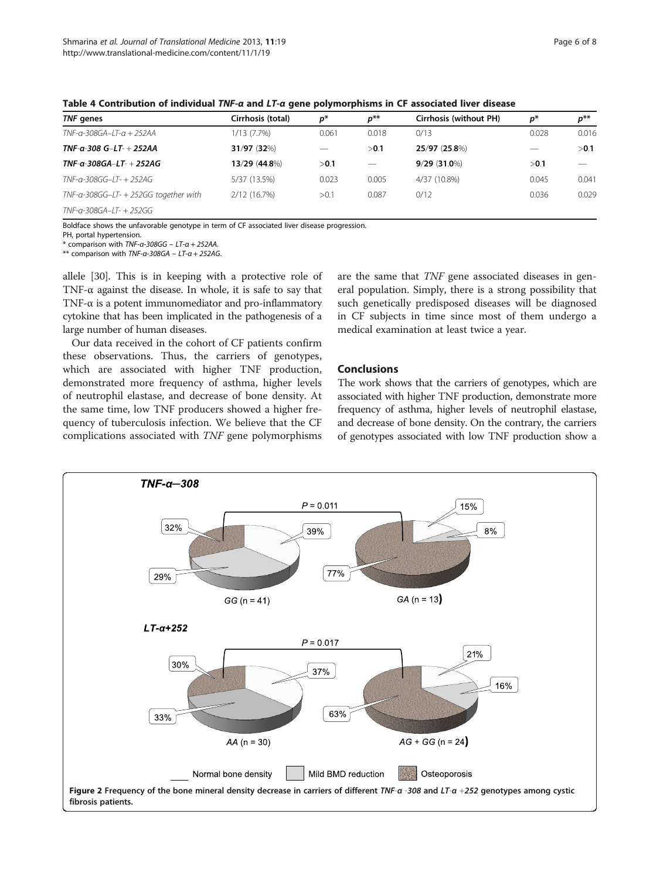**Table 4 Contribution of individual *TNF-α* and *LT-α* gene polymorphisms in CF associated liver disease**

| *TNF* genes | Cirrhosis (total) | *p** | *p*** | Cirrhosis (without PH) | *p** | *p*** |
|---|---|---|---|---|---|---|
| *TNF-α-308GA–LT-α + 252AA* | 1/13 (7.7%) | 0.061 | 0.018 | 0/13 | 0.028 | 0.016 |
| ***TNF-α-308 G–LT- + 252AA*** | **31/97 (32%)** | — | >**0.1** | **25/97 (25.8%)** | — | >**0.1** |
| ***TNF-α-308GA–LT- + 252AG*** | **13/29 (44.8%)** | >**0.1** | — | **9/29 (31.0%)** | >**0.1** | — |
| *TNF-α-308GG–LT- + 252AG* | 5/37 (13.5%) | 0.023 | 0.005 | 4/37 (10.8%) | 0.045 | 0.041 |
| *TNF-α-308GG–LT- + 252GG together with TNF-α-308GA–LT- + 252GG* | 2/12 (16.7%) | >0.1 | 0.087 | 0/12 | 0.036 | 0.029 |

Boldface shows the unfavorable genotype in term of CF associated liver disease progression.
PH, portal hypertension.
\* comparison with *TNF-α-308GG – LT-α + 252AA*.
\** comparison with *TNF-α-308GA – LT-α + 252AG*.

allele [30]. This is in keeping with a protective role of TNF-α against the disease. In whole, it is safe to say that TNF-α is a potent immunomediator and pro-inflammatory cytokine that has been implicated in the pathogenesis of a large number of human diseases.

Our data received in the cohort of CF patients confirm these observations. Thus, the carriers of genotypes, which are associated with higher TNF production, demonstrated more frequency of asthma, higher levels of neutrophil elastase, and decrease of bone density. At the same time, low TNF producers showed a higher frequency of tuberculosis infection. We believe that the CF complications associated with *TNF* gene polymorphisms are the same that *TNF* gene associated diseases in general population. Simply, there is a strong possibility that such genetically predisposed diseases will be diagnosed in CF subjects in time since most of them undergo a medical examination at least twice a year.

## Conclusions

The work shows that the carriers of genotypes, which are associated with higher TNF production, demonstrate more frequency of asthma, higher levels of neutrophil elastase, and decrease of bone density. On the contrary, the carriers of genotypes associated with low TNF production show a

**Figure 2** Frequency of the bone mineral density decrease in carriers of different *TNF-α -308* and *LT-α +252* genotypes among cystic fibrosis patients.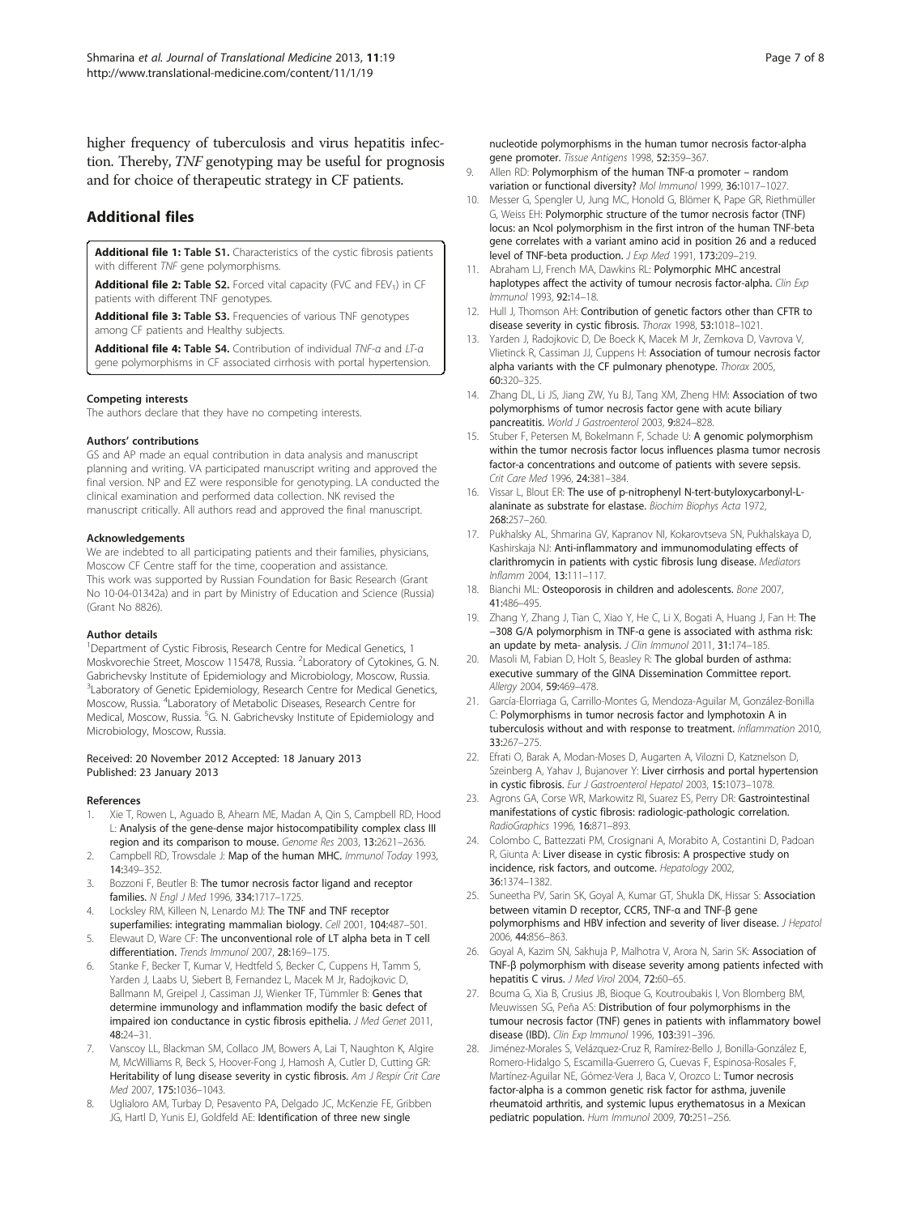higher frequency of tuberculosis and virus hepatitis infection. Thereby, *TNF* genotyping may be useful for prognosis and for choice of therapeutic strategy in CF patients.

## Additional files

**Additional file 1: Table S1.** Characteristics of the cystic fibrosis patients with different *TNF* gene polymorphisms.

**Additional file 2: Table S2.** Forced vital capacity (FVC and $FEV_1$) in CF patients with different TNF genotypes.

**Additional file 3: Table S3.** Frequencies of various TNF genotypes among CF patients and Healthy subjects.

**Additional file 4: Table S4.** Contribution of individual *TNF-α* and *LT-α* gene polymorphisms in CF associated cirrhosis with portal hypertension.

#### Competing interests

The authors declare that they have no competing interests.

#### Authors' contributions

GS and AP made an equal contribution in data analysis and manuscript planning and writing. VA participated manuscript writing and approved the final version. NP and EZ were responsible for genotyping. LA conducted the clinical examination and performed data collection. NK revised the manuscript critically. All authors read and approved the final manuscript.

#### Acknowledgements

We are indebted to all participating patients and their families, physicians, Moscow CF Centre staff for the time, cooperation and assistance. This work was supported by Russian Foundation for Basic Research (Grant No 10-04-01342a) and in part by Ministry of Education and Science (Russia) (Grant No 8826).

#### Author details

[1]Department of Cystic Fibrosis, Research Centre for Medical Genetics, 1 Moskvorechie Street, Moscow 115478, Russia. [2]Laboratory of Cytokines, G. N. Gabrichevsky Institute of Epidemiology and Microbiology, Moscow, Russia. [3]Laboratory of Genetic Epidemiology, Research Centre for Medical Genetics, Moscow, Russia. [4]Laboratory of Metabolic Diseases, Research Centre for Medical, Moscow, Russia. [5]G. N. Gabrichevsky Institute of Epidemiology and Microbiology, Moscow, Russia.

Received: 20 November 2012 Accepted: 18 January 2013
Published: 23 January 2013

#### References

1. Xie T, Rowen L, Aguado B, Ahearn ME, Madan A, Qin S, Campbell RD, Hood L: **Analysis of the gene-dense major histocompatibility complex class III region and its comparison to mouse.** *Genome Res* 2003, **13:**2621–2636.
2. Campbell RD, Trowsdale J: **Map of the human MHC.** *Immunol Today* 1993, **14:**349–352.
3. Bozzoni F, Beutler B: **The tumor necrosis factor ligand and receptor families.** *N Engl J Med* 1996, **334:**1717–1725.
4. Locksley RM, Killeen N, Lenardo MJ: **The TNF and TNF receptor superfamilies: integrating mammalian biology.** *Cell* 2001, **104:**487–501.
5. Elewaut D, Ware CF: **The unconventional role of LT alpha beta in T cell differentiation.** *Trends Immunol* 2007, **28:**169–175.
6. Stanke F, Becker T, Kumar V, Hedtfeld S, Becker C, Cuppens H, Tamm S, Yarden J, Laabs U, Siebert B, Fernandez L, Macek M Jr, Radojkovic D, Ballmann M, Greipel J, Cassiman JJ, Wienker TF, Tümmler B: **Genes that determine immunology and inflammation modify the basic defect of impaired ion conductance in cystic fibrosis epithelia.** *J Med Genet* 2011, **48:**24–31.
7. Vanscoy LL, Blackman SM, Collaco JM, Bowers A, Lai T, Naughton K, Algire M, McWilliams R, Beck S, Hoover-Fong J, Hamosh A, Cutler D, Cutting GR: **Heritability of lung disease severity in cystic fibrosis.** *Am J Respir Crit Care Med* 2007, **175:**1036–1043.
8. Uglialoro AM, Turbay D, Pesavento PA, Delgado JC, McKenzie FE, Gribben JG, Hartl D, Yunis EJ, Goldfeld AE: **Identification of three new single nucleotide polymorphisms in the human tumor necrosis factor-alpha gene promoter.** *Tissue Antigens* 1998, **52:**359–367.
9. Allen RD: **Polymorphism of the human TNF-α promoter – random variation or functional diversity?** *Mol Immunol* 1999, **36:**1017–1027.
10. Messer G, Spengler U, Jung MC, Honold G, Blömer K, Pape GR, Riethmüller G, Weiss EH: **Polymorphic structure of the tumor necrosis factor (TNF) locus: an NcoI polymorphism in the first intron of the human TNF-beta gene correlates with a variant amino acid in position 26 and a reduced level of TNF-beta production.** *J Exp Med* 1991, **173:**209–219.
11. Abraham LJ, French MA, Dawkins RL: **Polymorphic MHC ancestral haplotypes affect the activity of tumour necrosis factor-alpha.** *Clin Exp Immunol* 1993, **92:**14–18.
12. Hull J, Thomson AH: **Contribution of genetic factors other than CFTR to disease severity in cystic fibrosis.** *Thorax* 1998, **53:**1018–1021.
13. Yarden J, Radojkovic D, De Boeck K, Macek M Jr, Zemkova D, Vavrova V, Vlietinck R, Cassiman JJ, Cuppens H: **Association of tumour necrosis factor alpha variants with the CF pulmonary phenotype.** *Thorax* 2005, **60:**320–325.
14. Zhang DL, Li JS, Jiang ZW, Yu BJ, Tang XM, Zheng HM: **Association of two polymorphisms of tumor necrosis factor gene with acute biliary pancreatitis.** *World J Gastroenterol* 2003, **9:**824–828.
15. Stuber F, Petersen M, Bokelmann F, Schade U: **A genomic polymorphism within the tumor necrosis factor locus influences plasma tumor necrosis factor-a concentrations and outcome of patients with severe sepsis.** *Crit Care Med* 1996, **24:**381–384.
16. Vissar L, Blout ER: **The use of p-nitrophenyl N-tert-butyloxycarbonyl-L-alaninate as substrate for elastase.** *Biochim Biophys Acta* 1972, **268:**257–260.
17. Pukhalsky AL, Shmarina GV, Kapranov NI, Kokarovtseva SN, Pukhalskaya D, Kashirskaja NJ: **Anti-inflammatory and immunomodulating effects of clarithromycin in patients with cystic fibrosis lung disease.** *Mediators Inflamm* 2004, **13:**111–117.
18. Bianchi ML: **Osteoporosis in children and adolescents.** *Bone* 2007, **41:**486–495.
19. Zhang Y, Zhang J, Tian C, Xiao Y, He C, Li X, Bogati A, Huang J, Fan H: **The −308 G/A polymorphism in TNF-α gene is associated with asthma risk: an update by meta- analysis.** *J Clin Immunol* 2011, **31:**174–185.
20. Masoli M, Fabian D, Holt S, Beasley R: **The global burden of asthma: executive summary of the GINA Dissemination Committee report.** *Allergy* 2004, **59:**469–478.
21. García-Elorriaga G, Carrillo-Montes G, Mendoza-Aguilar M, González-Bonilla C: **Polymorphisms in tumor necrosis factor and lymphotoxin A in tuberculosis without and with response to treatment.** *Inflammation* 2010, **33:**267–275.
22. Efrati O, Barak A, Modan-Moses D, Augarten A, Vilozni D, Katznelson D, Szeinberg A, Yahav J, Bujanover Y: **Liver cirrhosis and portal hypertension in cystic fibrosis.** *Eur J Gastroenterol Hepatol* 2003, **15:**1073–1078.
23. Agrons GA, Corse WR, Markowitz RI, Suarez ES, Perry DR: **Gastrointestinal manifestations of cystic fibrosis: radiologic-pathologic correlation.** *RadioGraphics* 1996, **16:**871–893.
24. Colombo C, Battezzati PM, Crosignani A, Morabito A, Costantini D, Padoan R, Giunta A: **Liver disease in cystic fibrosis: A prospective study on incidence, risk factors, and outcome.** *Hepatology* 2002, **36:**1374–1382.
25. Suneetha PV, Sarin SK, Goyal A, Kumar GT, Shukla DK, Hissar S: **Association between vitamin D receptor, CCR5, TNF-α and TNF-β gene polymorphisms and HBV infection and severity of liver disease.** *J Hepatol* 2006, **44:**856–863.
26. Goyal A, Kazim SN, Sakhuja P, Malhotra V, Arora N, Sarin SK: **Association of TNF-β polymorphism with disease severity among patients infected with hepatitis C virus.** *J Med Virol* 2004, **72:**60–65.
27. Bouma G, Xia B, Crusius JB, Bioque G, Koutroubakis I, Von Blomberg BM, Meuwissen SG, Peña AS: **Distribution of four polymorphisms in the tumour necrosis factor (TNF) genes in patients with inflammatory bowel disease (IBD).** *Clin Exp Immunol* 1996, **103:**391–396.
28. Jiménez-Morales S, Velázquez-Cruz R, Ramírez-Bello J, Bonilla-González E, Romero-Hidalgo S, Escamilla-Guerrero G, Cuevas F, Espinosa-Rosales F, Martínez-Aguilar NE, Gómez-Vera J, Baca V, Orozco L: **Tumor necrosis factor-alpha is a common genetic risk factor for asthma, juvenile rheumatoid arthritis, and systemic lupus erythematosus in a Mexican pediatric population.** *Hum Immunol* 2009, **70:**251–256.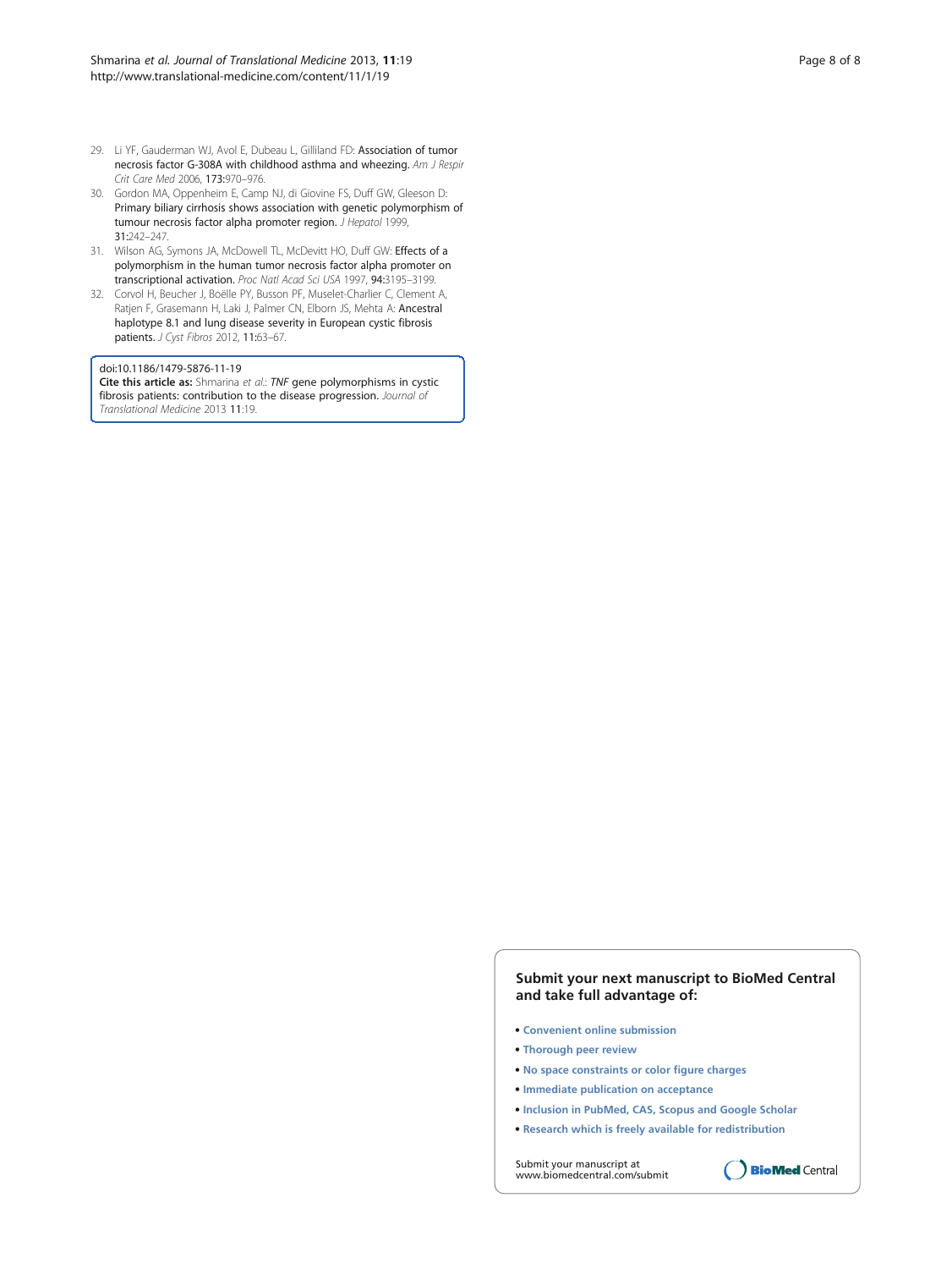29. Li YF, Gauderman WJ, Avol E, Dubeau L, Gilliland FD: **Association of tumor necrosis factor G-308A with childhood asthma and wheezing.** *Am J Respir Crit Care Med* 2006, **173:**970–976.
30. Gordon MA, Oppenheim E, Camp NJ, di Giovine FS, Duff GW, Gleeson D: **Primary biliary cirrhosis shows association with genetic polymorphism of tumour necrosis factor alpha promoter region.** *J Hepatol* 1999, **31:**242–247.
31. Wilson AG, Symons JA, McDowell TL, McDevitt HO, Duff GW: **Effects of a polymorphism in the human tumor necrosis factor alpha promoter on transcriptional activation.** *Proc Natl Acad Sci USA* 1997, **94:**3195–3199.
32. Corvol H, Beucher J, Boëlle PY, Busson PF, Muselet-Charlier C, Clement A, Ratjen F, Grasemann H, Laki J, Palmer CN, Elborn JS, Mehta A: **Ancestral haplotype 8.1 and lung disease severity in European cystic fibrosis patients.** *J Cyst Fibros* 2012, **11:**63–67.

doi:10.1186/1479-5876-11-19
**Cite this article as:** Shmarina *et al.*: *TNF* gene polymorphisms in cystic fibrosis patients: contribution to the disease progression. *Journal of Translational Medicine* 2013 **11**:19.

**Submit your next manuscript to BioMed Central and take full advantage of:**

- **Convenient online submission**
- **Thorough peer review**
- **No space constraints or color figure charges**
- **Immediate publication on acceptance**
- **Inclusion in PubMed, CAS, Scopus and Google Scholar**
- **Research which is freely available for redistribution**

Submit your manuscript at
www.biomedcentral.com/submit

**BioMed** Central